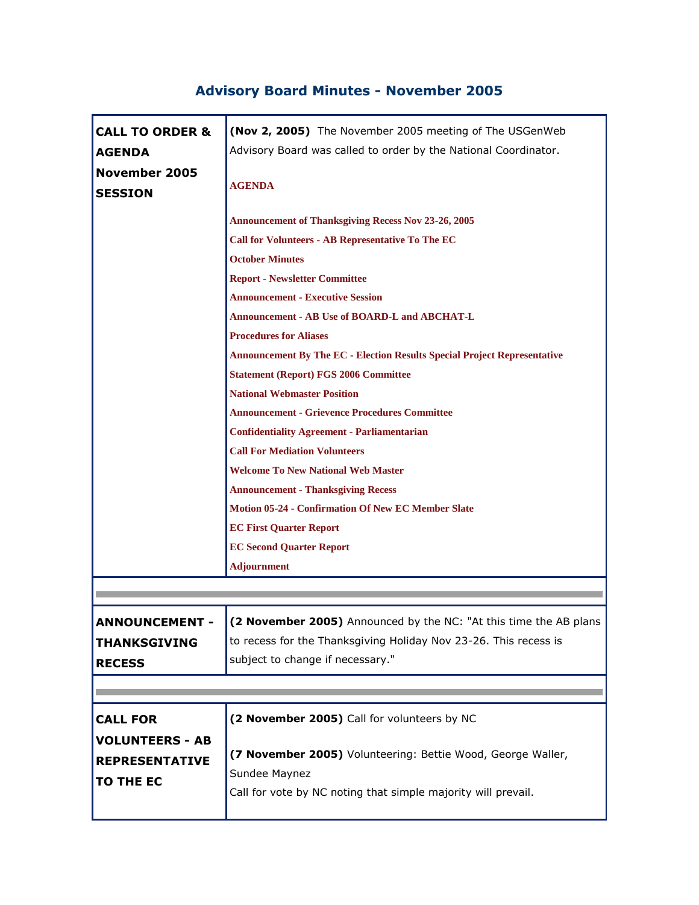# Advisory Board Minutes - November 2005

| | |
|---|---|
| **CALL TO ORDER & AGENDA November 2005 SESSION** | **(Nov 2, 2005)** The November 2005 meeting of The USGenWeb Advisory Board was called to order by the National Coordinator.<br><br>**AGENDA**<br><br>**Announcement of Thanksgiving Recess Nov 23-26, 2005**<br>**Call for Volunteers - AB Representative To The EC**<br>**October Minutes**<br>**Report - Newsletter Committee**<br>**Announcement - Executive Session**<br>**Announcement - AB Use of BOARD-L and ABCHAT-L**<br>**Procedures for Aliases**<br>**Announcement By The EC - Election Results Special Project Representative**<br>**Statement (Report) FGS 2006 Committee**<br>**National Webmaster Position**<br>**Announcement - Grievence Procedures Committee**<br>**Confidentiality Agreement - Parliamentarian**<br>**Call For Mediation Volunteers**<br>**Welcome To New National Web Master**<br>**Announcement - Thanksgiving Recess**<br>**Motion 05-24 - Confirmation Of New EC Member Slate**<br>**EC First Quarter Report**<br>**EC Second Quarter Report**<br>**Adjournment** |
| **ANNOUNCEMENT - THANKSGIVING RECESS** | **(2 November 2005)** Announced by the NC: "At this time the AB plans to recess for the Thanksgiving Holiday Nov 23-26. This recess is subject to change if necessary." |
| **CALL FOR VOLUNTEERS - AB REPRESENTATIVE TO THE EC** | **(2 November 2005)** Call for volunteers by NC<br><br>**(7 November 2005)** Volunteering: Bettie Wood, George Waller, Sundee Maynez<br>Call for vote by NC noting that simple majority will prevail. |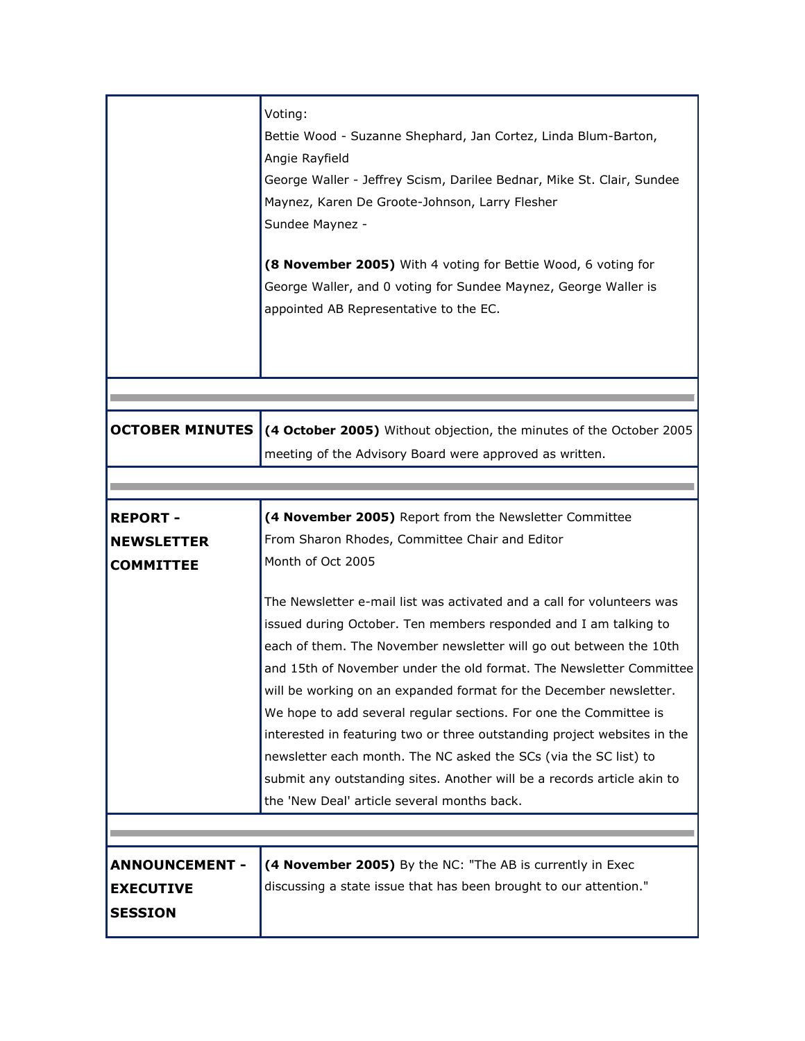| | |
|---|---|
| | Voting:<br>Bettie Wood - Suzanne Shephard, Jan Cortez, Linda Blum-Barton, Angie Rayfield<br>George Waller - Jeffrey Scism, Darilee Bednar, Mike St. Clair, Sundee Maynez, Karen De Groote-Johnson, Larry Flesher<br>Sundee Maynez -<br><br>**(8 November 2005)** With 4 voting for Bettie Wood, 6 voting for George Waller, and 0 voting for Sundee Maynez, George Waller is appointed AB Representative to the EC. |
| **OCTOBER MINUTES** | **(4 October 2005)** Without objection, the minutes of the October 2005 meeting of the Advisory Board were approved as written. |
| **REPORT - NEWSLETTER COMMITTEE** | **(4 November 2005)** Report from the Newsletter Committee<br>From Sharon Rhodes, Committee Chair and Editor<br>Month of Oct 2005<br><br>The Newsletter e-mail list was activated and a call for volunteers was issued during October. Ten members responded and I am talking to each of them. The November newsletter will go out between the 10th and 15th of November under the old format. The Newsletter Committee will be working on an expanded format for the December newsletter. We hope to add several regular sections. For one the Committee is interested in featuring two or three outstanding project websites in the newsletter each month. The NC asked the SCs (via the SC list) to submit any outstanding sites. Another will be a records article akin to the 'New Deal' article several months back. |
| **ANNOUNCEMENT - EXECUTIVE SESSION** | **(4 November 2005)** By the NC: "The AB is currently in Exec discussing a state issue that has been brought to our attention." |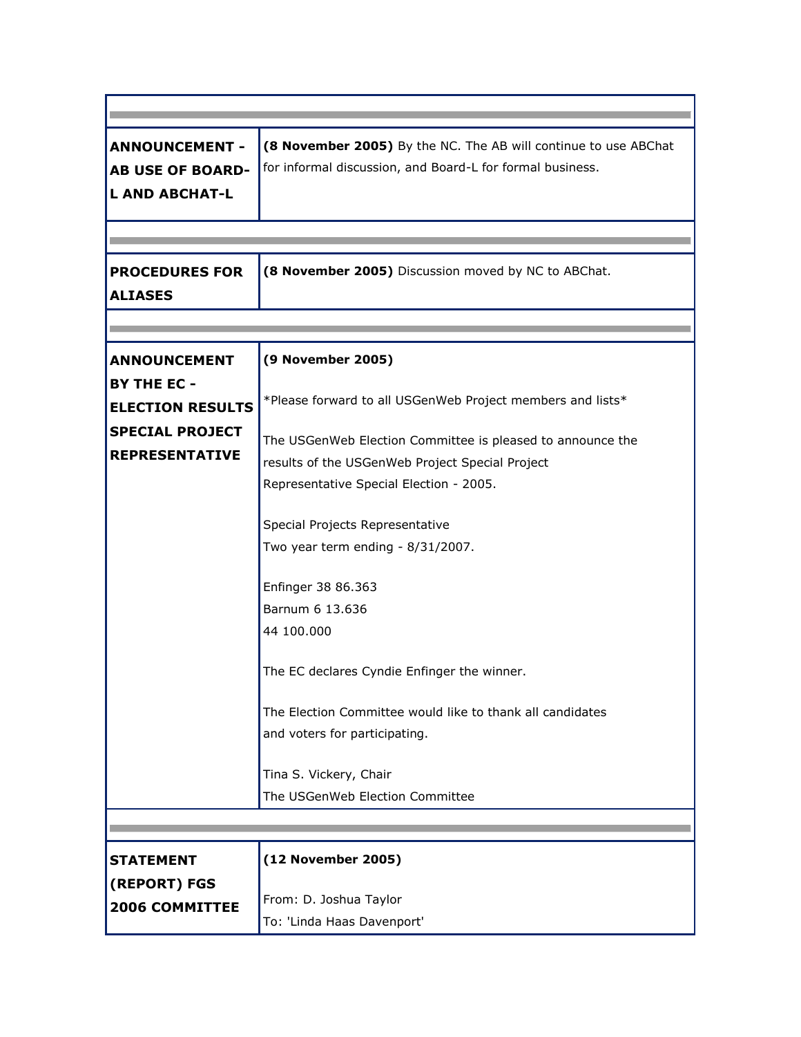| | |
|---|---|
| **ANNOUNCEMENT - AB USE OF BOARD-L AND ABCHAT-L** | **(8 November 2005)** By the NC. The AB will continue to use ABChat for informal discussion, and Board-L for formal business. |
| **PROCEDURES FOR ALIASES** | **(8 November 2005)** Discussion moved by NC to ABChat. |
| **ANNOUNCEMENT BY THE EC - ELECTION RESULTS SPECIAL PROJECT REPRESENTATIVE** | **(9 November 2005)**<br><br>*Please forward to all USGenWeb Project members and lists*<br><br>The USGenWeb Election Committee is pleased to announce the results of the USGenWeb Project Special Project Representative Special Election - 2005.<br><br>Special Projects Representative<br>Two year term ending - 8/31/2007.<br><br>Enfinger 38 86.363<br>Barnum 6 13.636<br>44 100.000<br><br>The EC declares Cyndie Enfinger the winner.<br><br>The Election Committee would like to thank all candidates and voters for participating.<br><br>Tina S. Vickery, Chair<br>The USGenWeb Election Committee |
| **STATEMENT (REPORT) FGS 2006 COMMITTEE** | **(12 November 2005)**<br><br>From: D. Joshua Taylor<br>To: 'Linda Haas Davenport' |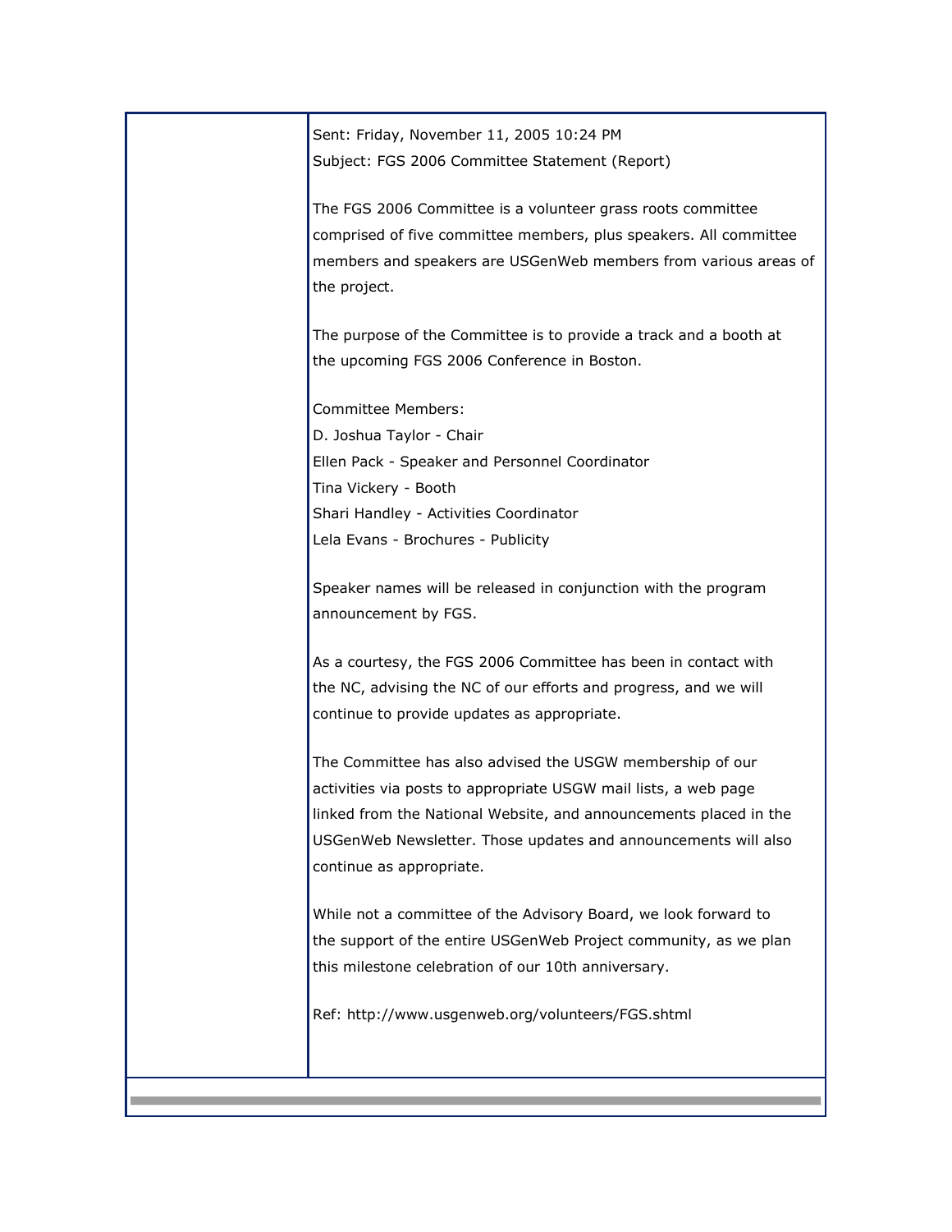Sent: Friday, November 11, 2005 10:24 PM
Subject: FGS 2006 Committee Statement (Report)

The FGS 2006 Committee is a volunteer grass roots committee comprised of five committee members, plus speakers. All committee members and speakers are USGenWeb members from various areas of the project.

The purpose of the Committee is to provide a track and a booth at the upcoming FGS 2006 Conference in Boston.

Committee Members:
D. Joshua Taylor - Chair
Ellen Pack - Speaker and Personnel Coordinator
Tina Vickery - Booth
Shari Handley - Activities Coordinator
Lela Evans - Brochures - Publicity

Speaker names will be released in conjunction with the program announcement by FGS.

As a courtesy, the FGS 2006 Committee has been in contact with the NC, advising the NC of our efforts and progress, and we will continue to provide updates as appropriate.

The Committee has also advised the USGW membership of our activities via posts to appropriate USGW mail lists, a web page linked from the National Website, and announcements placed in the USGenWeb Newsletter. Those updates and announcements will also continue as appropriate.

While not a committee of the Advisory Board, we look forward to the support of the entire USGenWeb Project community, as we plan this milestone celebration of our 10th anniversary.

Ref: http://www.usgenweb.org/volunteers/FGS.shtml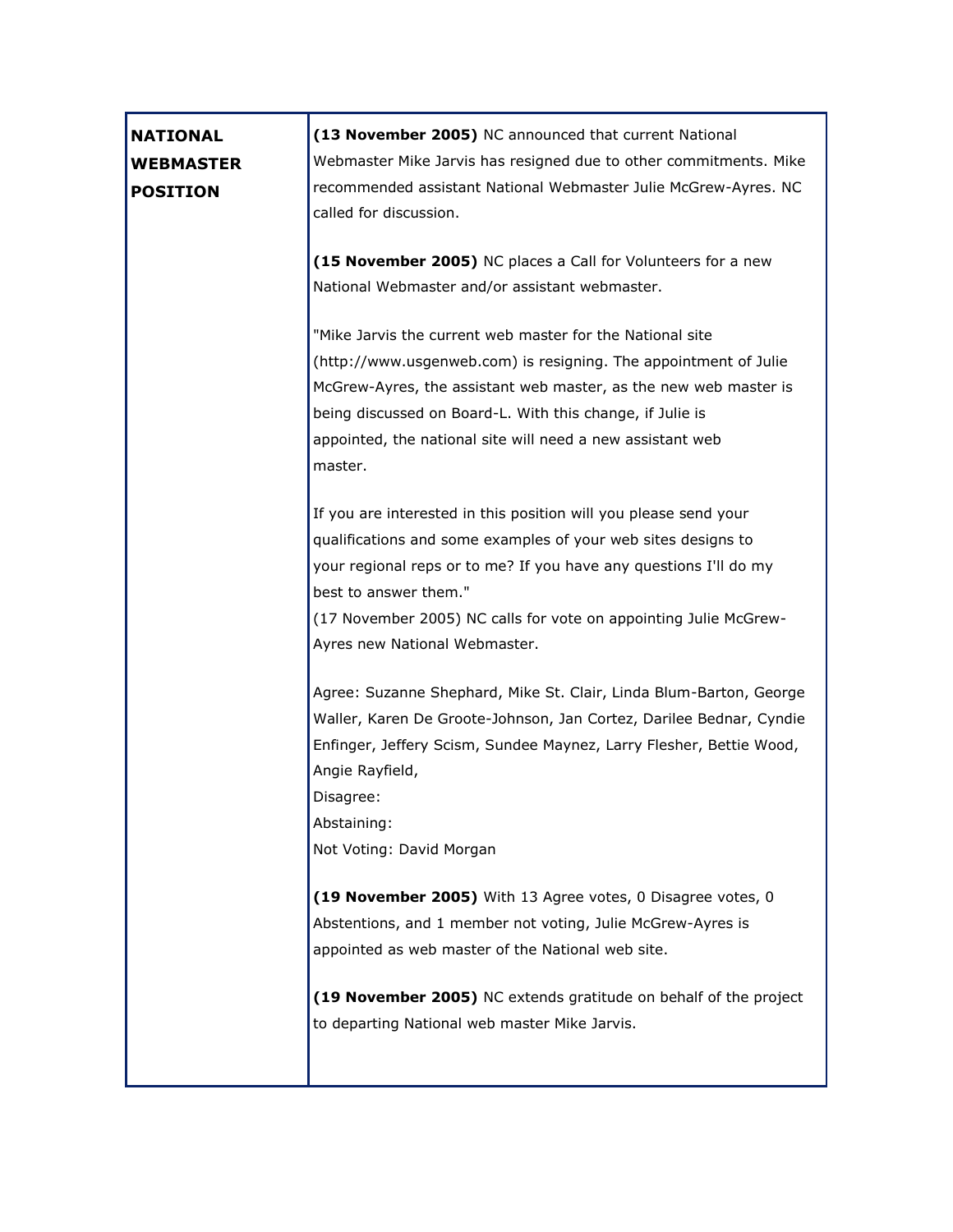| NATIONAL WEBMASTER POSITION | **(13 November 2005)** NC announced that current National Webmaster Mike Jarvis has resigned due to other commitments. Mike recommended assistant National Webmaster Julie McGrew-Ayres. NC called for discussion.<br><br>**(15 November 2005)** NC places a Call for Volunteers for a new National Webmaster and/or assistant webmaster.<br><br>"Mike Jarvis the current web master for the National site (http://www.usgenweb.com) is resigning. The appointment of Julie McGrew-Ayres, the assistant web master, as the new web master is being discussed on Board-L. With this change, if Julie is appointed, the national site will need a new assistant web master.<br><br>If you are interested in this position will you please send your qualifications and some examples of your web sites designs to your regional reps or to me? If you have any questions I'll do my best to answer them."<br>(17 November 2005) NC calls for vote on appointing Julie McGrew-Ayres new National Webmaster.<br><br>Agree: Suzanne Shephard, Mike St. Clair, Linda Blum-Barton, George Waller, Karen De Groote-Johnson, Jan Cortez, Darilee Bednar, Cyndie Enfinger, Jeffery Scism, Sundee Maynez, Larry Flesher, Bettie Wood, Angie Rayfield,<br>Disagree:<br>Abstaining:<br>Not Voting: David Morgan<br><br>**(19 November 2005)** With 13 Agree votes, 0 Disagree votes, 0 Abstentions, and 1 member not voting, Julie McGrew-Ayres is appointed as web master of the National web site.<br><br>**(19 November 2005)** NC extends gratitude on behalf of the project to departing National web master Mike Jarvis. |
|---|---|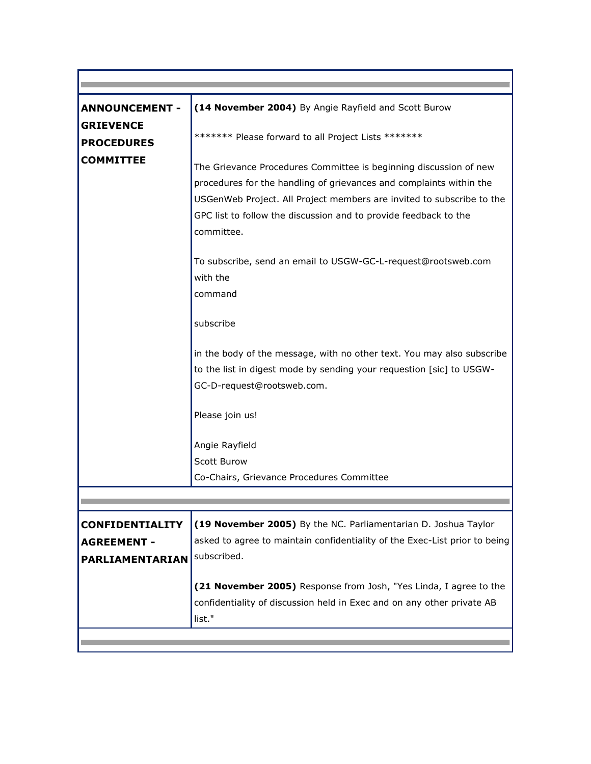| | |
|---|---|
| **ANNOUNCEMENT - GRIEVENCE PROCEDURES COMMITTEE** | **(14 November 2004)** By Angie Rayfield and Scott Burow<br><br>******* Please forward to all Project Lists *******<br><br>The Grievance Procedures Committee is beginning discussion of new procedures for the handling of grievances and complaints within the USGenWeb Project. All Project members are invited to subscribe to the GPC list to follow the discussion and to provide feedback to the committee.<br><br>To subscribe, send an email to USGW-GC-L-request@rootsweb.com with the<br>command<br><br>subscribe<br><br>in the body of the message, with no other text. You may also subscribe to the list in digest mode by sending your requestion [sic] to USGW-GC-D-request@rootsweb.com.<br><br>Please join us!<br><br>Angie Rayfield<br>Scott Burow<br>Co-Chairs, Grievance Procedures Committee |
| **CONFIDENTIALITY AGREEMENT - PARLIAMENTARIAN** | **(19 November 2005)** By the NC. Parliamentarian D. Joshua Taylor asked to agree to maintain confidentiality of the Exec-List prior to being subscribed.<br><br>**(21 November 2005)** Response from Josh, "Yes Linda, I agree to the confidentiality of discussion held in Exec and on any other private AB list." |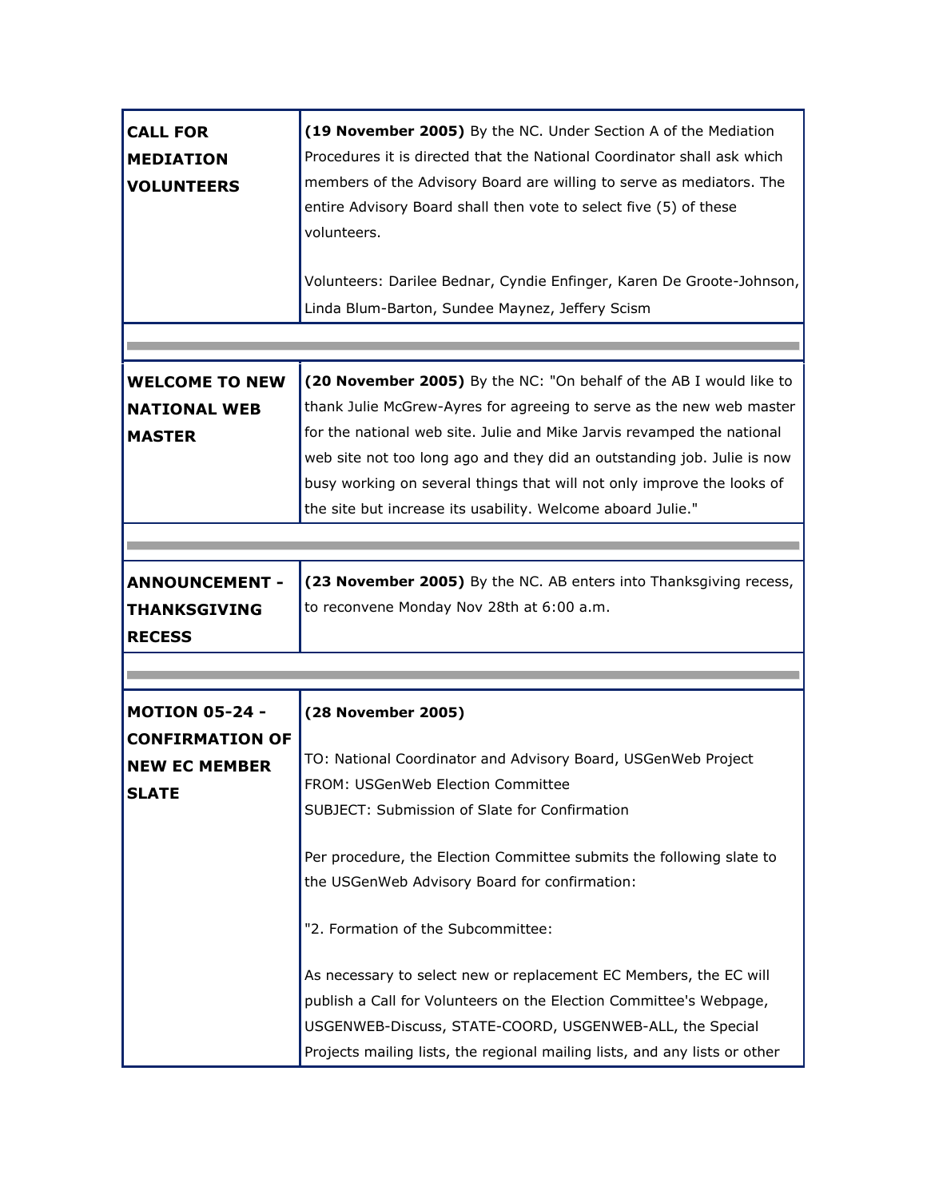| | |
|---|---|
| **CALL FOR MEDIATION VOLUNTEERS** | **(19 November 2005)** By the NC. Under Section A of the Mediation Procedures it is directed that the National Coordinator shall ask which members of the Advisory Board are willing to serve as mediators. The entire Advisory Board shall then vote to select five (5) of these volunteers.<br><br>Volunteers: Darilee Bednar, Cyndie Enfinger, Karen De Groote-Johnson, Linda Blum-Barton, Sundee Maynez, Jeffery Scism |

| | |
|---|---|
| **WELCOME TO NEW NATIONAL WEB MASTER** | **(20 November 2005)** By the NC: "On behalf of the AB I would like to thank Julie McGrew-Ayres for agreeing to serve as the new web master for the national web site. Julie and Mike Jarvis revamped the national web site not too long ago and they did an outstanding job. Julie is now busy working on several things that will not only improve the looks of the site but increase its usability. Welcome aboard Julie." |

| | |
|---|---|
| **ANNOUNCEMENT - THANKSGIVING RECESS** | **(23 November 2005)** By the NC. AB enters into Thanksgiving recess, to reconvene Monday Nov 28th at 6:00 a.m. |

| | |
|---|---|
| **MOTION 05-24 - CONFIRMATION OF NEW EC MEMBER SLATE** | **(28 November 2005)**<br><br>TO: National Coordinator and Advisory Board, USGenWeb Project<br>FROM: USGenWeb Election Committee<br>SUBJECT: Submission of Slate for Confirmation<br><br>Per procedure, the Election Committee submits the following slate to the USGenWeb Advisory Board for confirmation:<br><br>"2. Formation of the Subcommittee:<br><br>As necessary to select new or replacement EC Members, the EC will publish a Call for Volunteers on the Election Committee's Webpage, USGENWEB-Discuss, STATE-COORD, USGENWEB-ALL, the Special Projects mailing lists, the regional mailing lists, and any lists or other |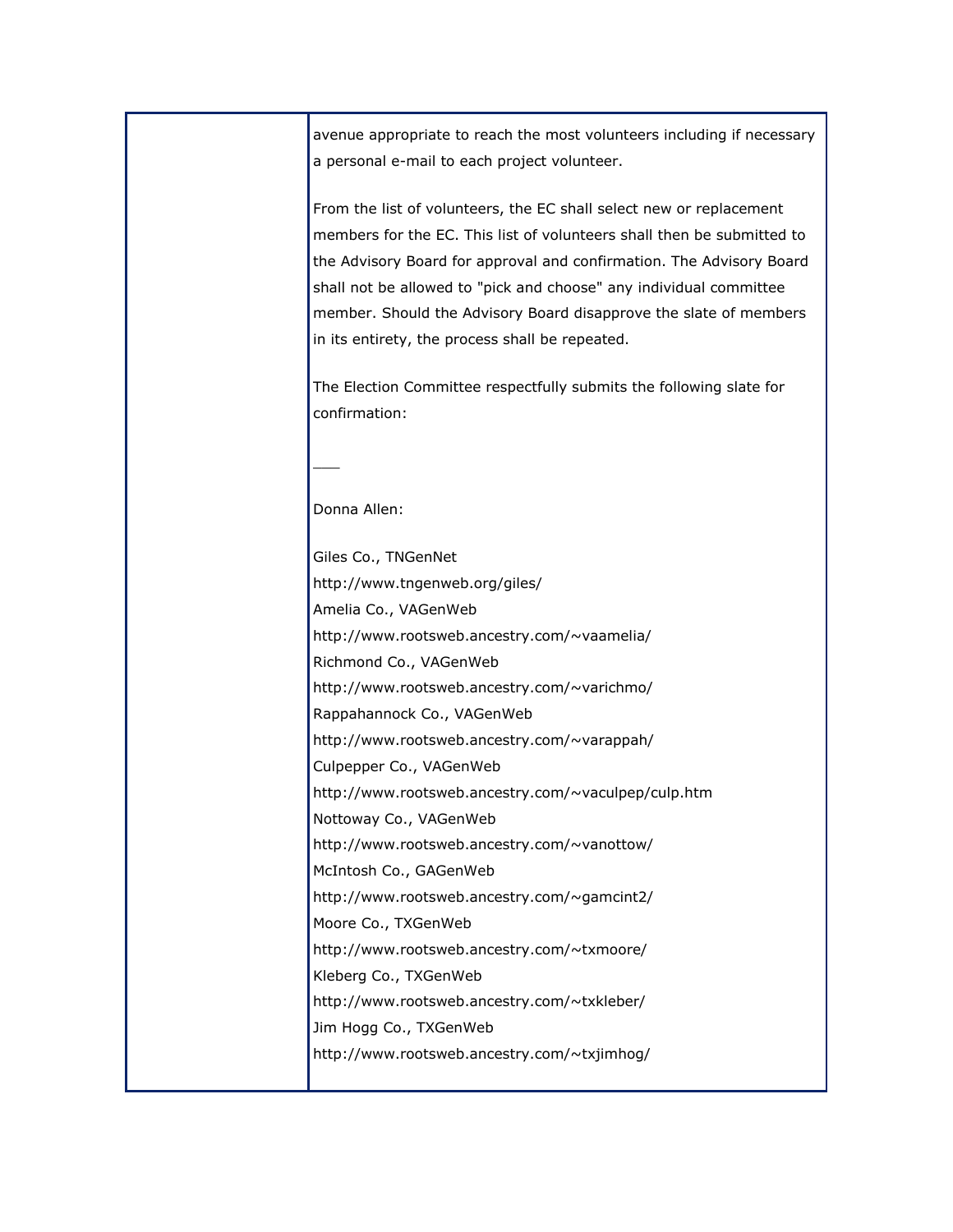avenue appropriate to reach the most volunteers including if necessary a personal e-mail to each project volunteer.

From the list of volunteers, the EC shall select new or replacement members for the EC. This list of volunteers shall then be submitted to the Advisory Board for approval and confirmation. The Advisory Board shall not be allowed to "pick and choose" any individual committee member. Should the Advisory Board disapprove the slate of members in its entirety, the process shall be repeated.

The Election Committee respectfully submits the following slate for confirmation:

___

Donna Allen:

Giles Co., TNGenNet
http://www.tngenweb.org/giles/
Amelia Co., VAGenWeb
http://www.rootsweb.ancestry.com/~vaamelia/
Richmond Co., VAGenWeb
http://www.rootsweb.ancestry.com/~varichmo/
Rappahannock Co., VAGenWeb
http://www.rootsweb.ancestry.com/~varappah/
Culpepper Co., VAGenWeb
http://www.rootsweb.ancestry.com/~vaculpep/culp.htm
Nottoway Co., VAGenWeb
http://www.rootsweb.ancestry.com/~vanottow/
McIntosh Co., GAGenWeb
http://www.rootsweb.ancestry.com/~gamcint2/
Moore Co., TXGenWeb
http://www.rootsweb.ancestry.com/~txmoore/
Kleberg Co., TXGenWeb
http://www.rootsweb.ancestry.com/~txkleber/
Jim Hogg Co., TXGenWeb
http://www.rootsweb.ancestry.com/~txjimhog/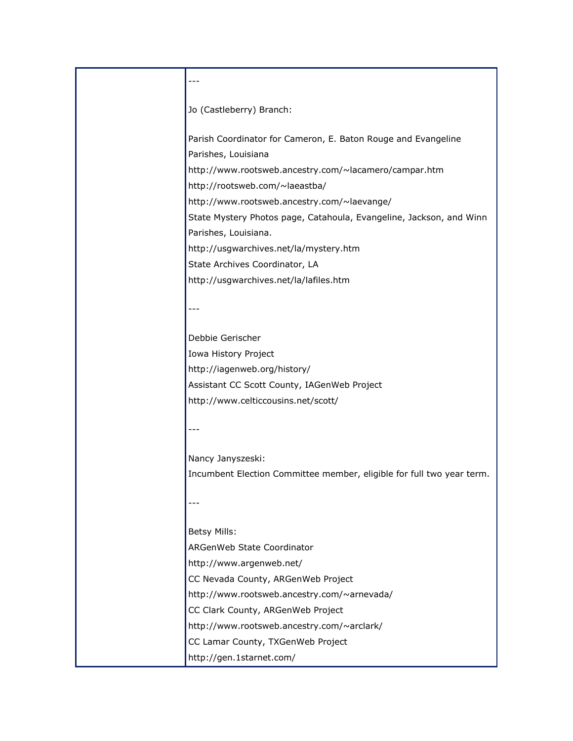| | --- <br><br> Jo (Castleberry) Branch: <br><br> Parish Coordinator for Cameron, E. Baton Rouge and Evangeline Parishes, Louisiana <br> http://www.rootsweb.ancestry.com/~lacamero/campar.htm <br> http://rootsweb.com/~laeastba/ <br> http://www.rootsweb.ancestry.com/~laevange/ <br> State Mystery Photos page, Catahoula, Evangeline, Jackson, and Winn Parishes, Louisiana. <br> http://usgwarchives.net/la/mystery.htm <br> State Archives Coordinator, LA <br> http://usgwarchives.net/la/lafiles.htm <br><br> --- <br><br> Debbie Gerischer <br> Iowa History Project <br> http://iagenweb.org/history/ <br> Assistant CC Scott County, IAGenWeb Project <br> http://www.celticcousins.net/scott/ <br><br> --- <br><br> Nancy Janyszeski: <br> Incumbent Election Committee member, eligible for full two year term. <br><br> --- <br><br> Betsy Mills: <br> ARGenWeb State Coordinator <br> http://www.argenweb.net/ <br> CC Nevada County, ARGenWeb Project <br> http://www.rootsweb.ancestry.com/~arnevada/ <br> CC Clark County, ARGenWeb Project <br> http://www.rootsweb.ancestry.com/~arclark/ <br> CC Lamar County, TXGenWeb Project <br> http://gen.1starnet.com/ |
|---|---|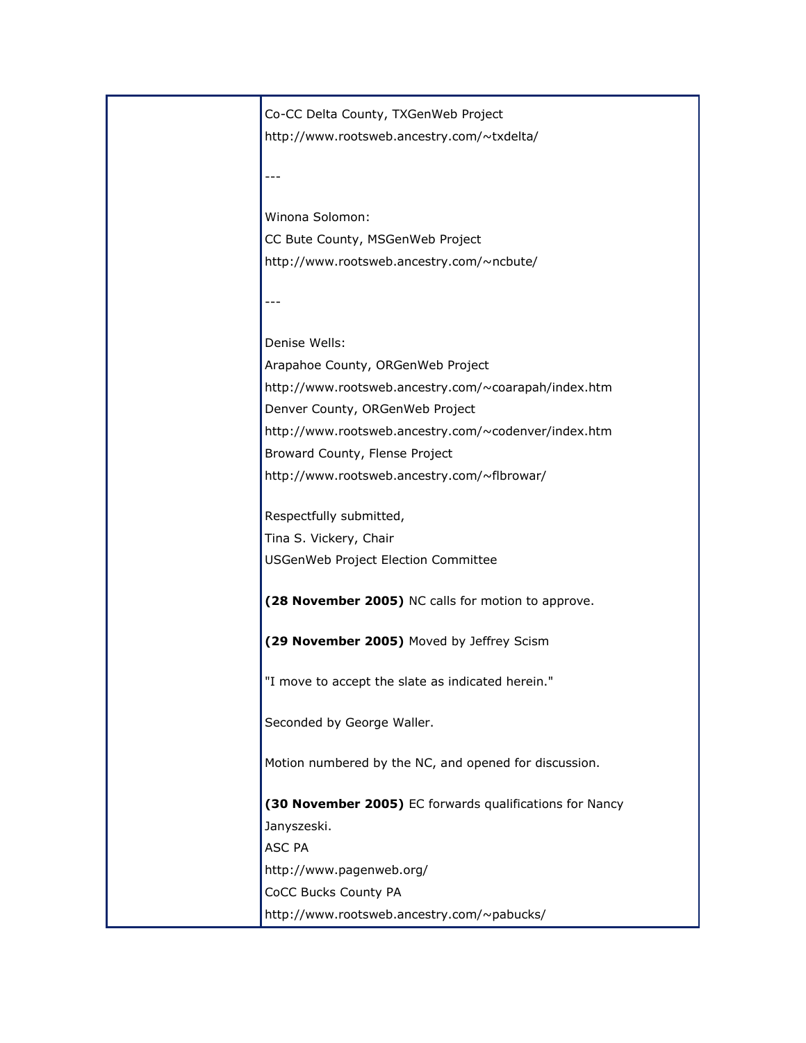Co-CC Delta County, TXGenWeb Project
http://www.rootsweb.ancestry.com/~txdelta/

---

Winona Solomon:
CC Bute County, MSGenWeb Project
http://www.rootsweb.ancestry.com/~ncbute/

---

Denise Wells:
Arapahoe County, ORGenWeb Project
http://www.rootsweb.ancestry.com/~coarapah/index.htm
Denver County, ORGenWeb Project
http://www.rootsweb.ancestry.com/~codenver/index.htm
Broward County, Flense Project
http://www.rootsweb.ancestry.com/~flbrowar/

Respectfully submitted,
Tina S. Vickery, Chair
USGenWeb Project Election Committee

**(28 November 2005)** NC calls for motion to approve.

**(29 November 2005)** Moved by Jeffrey Scism

"I move to accept the slate as indicated herein."

Seconded by George Waller.

Motion numbered by the NC, and opened for discussion.

**(30 November 2005)** EC forwards qualifications for Nancy Janyszeski.
ASC PA
http://www.pagenweb.org/
CoCC Bucks County PA
http://www.rootsweb.ancestry.com/~pabucks/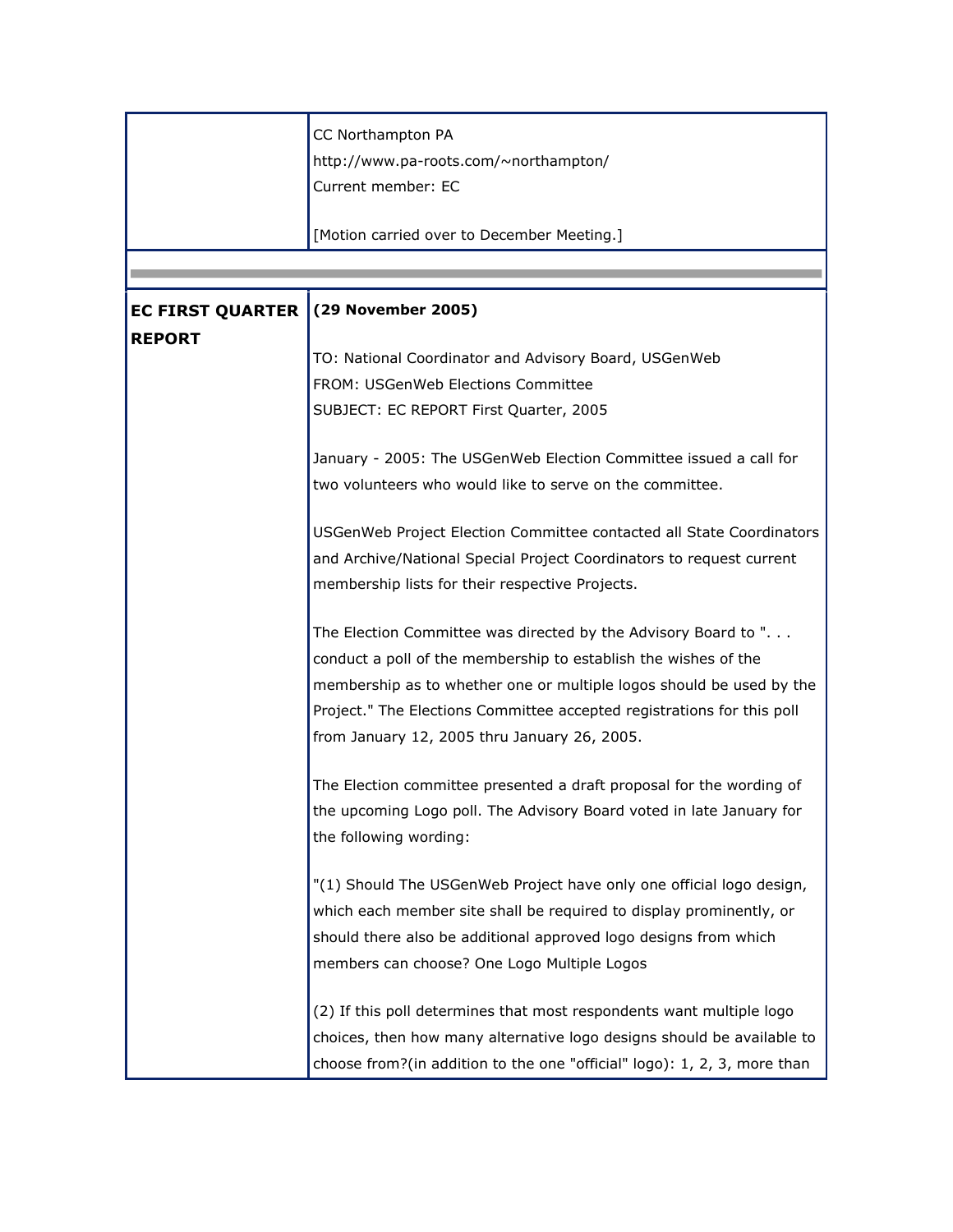| | |
|---|---|
| | CC Northampton PA<br>http://www.pa-roots.com/~northampton/<br>Current member: EC<br><br>[Motion carried over to December Meeting.] |
| | |
| **EC FIRST QUARTER REPORT** | **(29 November 2005)**<br><br>TO: National Coordinator and Advisory Board, USGenWeb<br>FROM: USGenWeb Elections Committee<br>SUBJECT: EC REPORT First Quarter, 2005<br><br>January - 2005: The USGenWeb Election Committee issued a call for two volunteers who would like to serve on the committee.<br><br>USGenWeb Project Election Committee contacted all State Coordinators and Archive/National Special Project Coordinators to request current membership lists for their respective Projects.<br><br>The Election Committee was directed by the Advisory Board to ". . . conduct a poll of the membership to establish the wishes of the membership as to whether one or multiple logos should be used by the Project." The Elections Committee accepted registrations for this poll from January 12, 2005 thru January 26, 2005.<br><br>The Election committee presented a draft proposal for the wording of the upcoming Logo poll. The Advisory Board voted in late January for the following wording:<br><br>"(1) Should The USGenWeb Project have only one official logo design, which each member site shall be required to display prominently, or should there also be additional approved logo designs from which members can choose? One Logo Multiple Logos<br><br>(2) If this poll determines that most respondents want multiple logo choices, then how many alternative logo designs should be available to choose from?(in addition to the one "official" logo): 1, 2, 3, more than |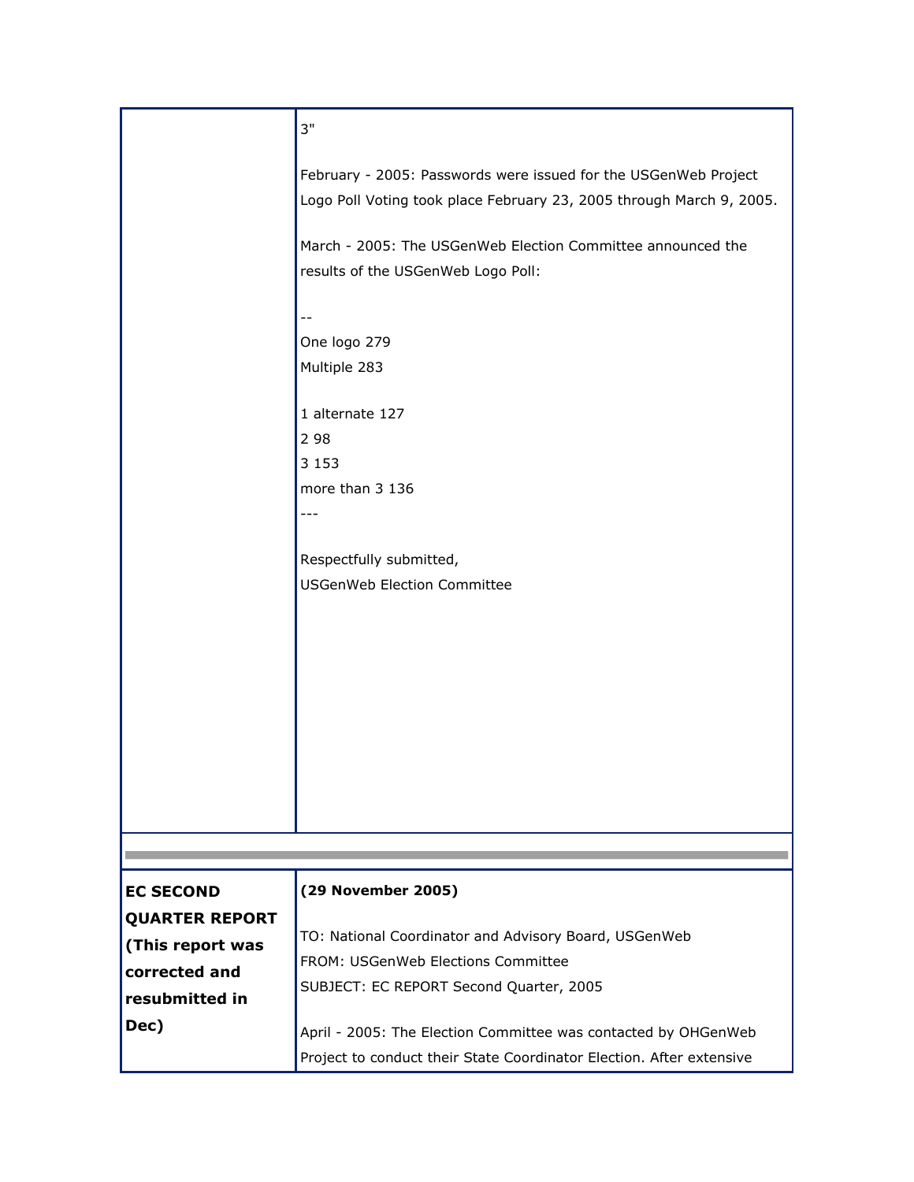| | 3" <br><br> February - 2005: Passwords were issued for the USGenWeb Project Logo Poll Voting took place February 23, 2005 through March 9, 2005. <br><br> March - 2005: The USGenWeb Election Committee announced the results of the USGenWeb Logo Poll: <br><br> -- <br> One logo 279 <br> Multiple 283 <br><br> 1 alternate 127 <br> 2 98 <br> 3 153 <br> more than 3 136 <br> --- <br><br> Respectfully submitted, <br> USGenWeb Election Committee |
|---|---|
| | |
| **EC SECOND QUARTER REPORT (This report was corrected and resubmitted in Dec)** | **(29 November 2005)** <br><br> TO: National Coordinator and Advisory Board, USGenWeb <br> FROM: USGenWeb Elections Committee <br> SUBJECT: EC REPORT Second Quarter, 2005 <br><br> April - 2005: The Election Committee was contacted by OHGenWeb Project to conduct their State Coordinator Election. After extensive |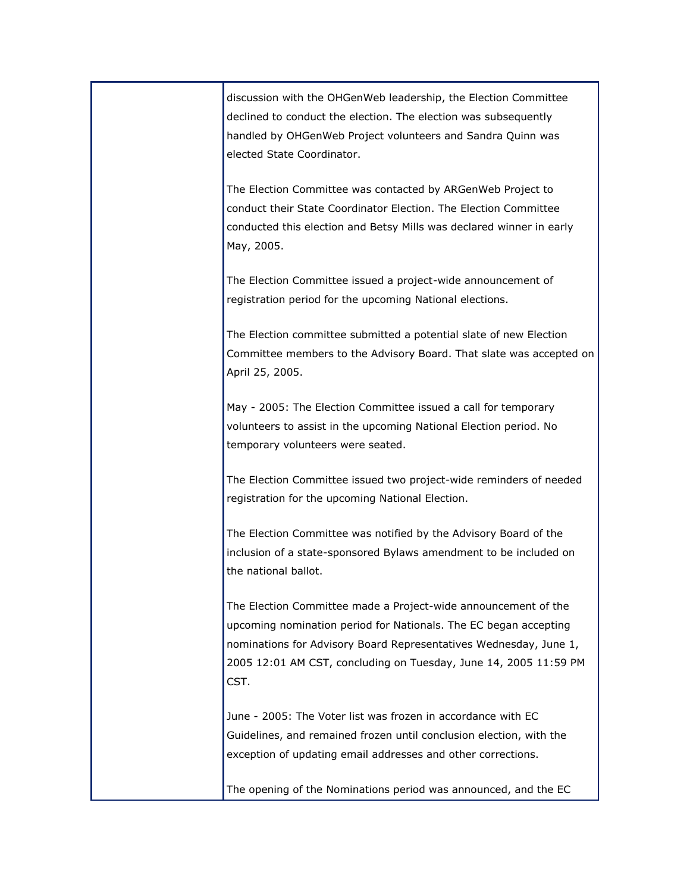| | |
|---|---|
| | discussion with the OHGenWeb leadership, the Election Committee declined to conduct the election. The election was subsequently handled by OHGenWeb Project volunteers and Sandra Quinn was elected State Coordinator.<br><br>The Election Committee was contacted by ARGenWeb Project to conduct their State Coordinator Election. The Election Committee conducted this election and Betsy Mills was declared winner in early May, 2005.<br><br>The Election Committee issued a project-wide announcement of registration period for the upcoming National elections.<br><br>The Election committee submitted a potential slate of new Election Committee members to the Advisory Board. That slate was accepted on April 25, 2005.<br><br>May - 2005: The Election Committee issued a call for temporary volunteers to assist in the upcoming National Election period. No temporary volunteers were seated.<br><br>The Election Committee issued two project-wide reminders of needed registration for the upcoming National Election.<br><br>The Election Committee was notified by the Advisory Board of the inclusion of a state-sponsored Bylaws amendment to be included on the national ballot.<br><br>The Election Committee made a Project-wide announcement of the upcoming nomination period for Nationals. The EC began accepting nominations for Advisory Board Representatives Wednesday, June 1, 2005 12:01 AM CST, concluding on Tuesday, June 14, 2005 11:59 PM CST.<br><br>June - 2005: The Voter list was frozen in accordance with EC Guidelines, and remained frozen until conclusion election, with the exception of updating email addresses and other corrections.<br><br>The opening of the Nominations period was announced, and the EC |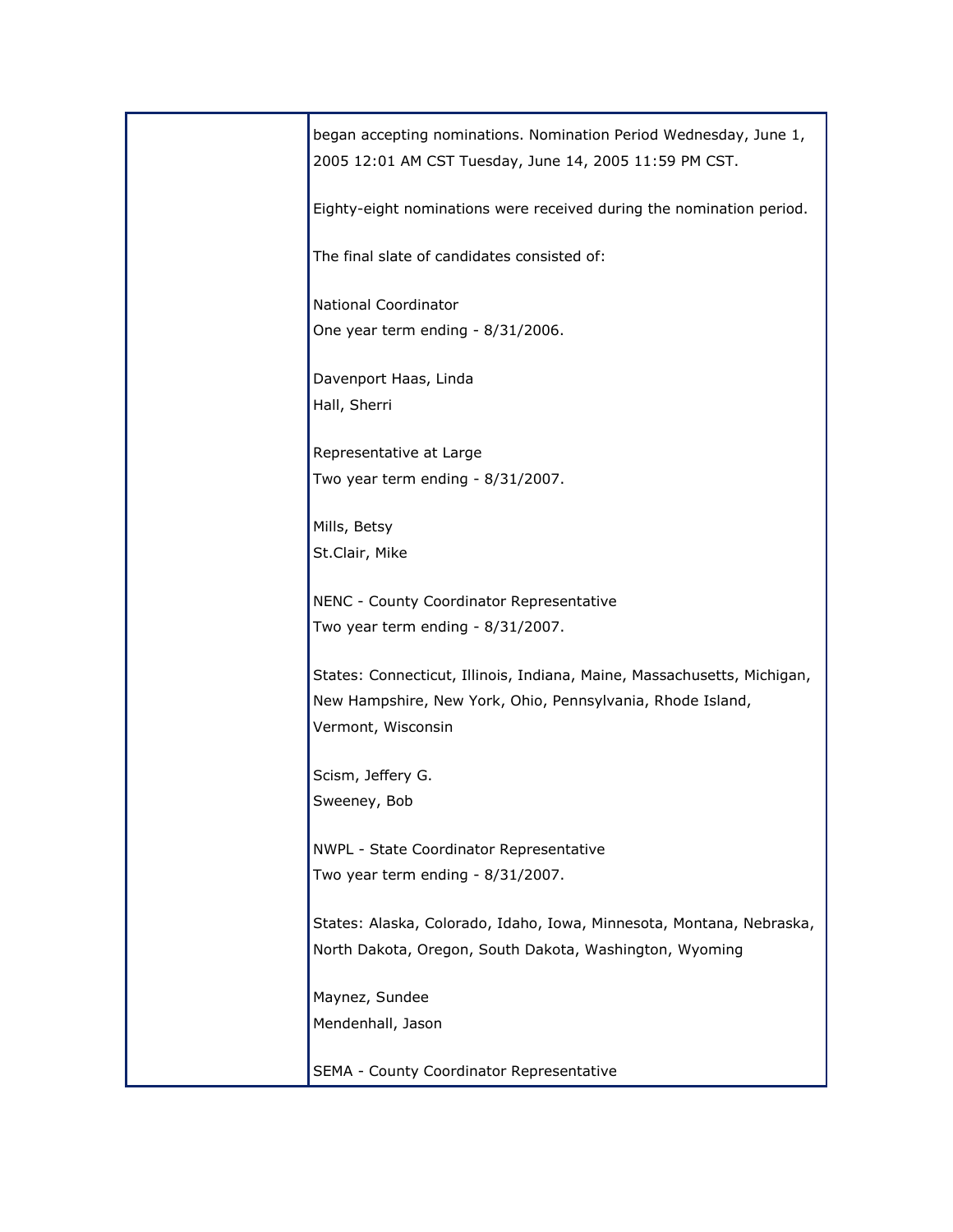began accepting nominations. Nomination Period Wednesday, June 1, 2005 12:01 AM CST Tuesday, June 14, 2005 11:59 PM CST.

Eighty-eight nominations were received during the nomination period.

The final slate of candidates consisted of:

National Coordinator
One year term ending - 8/31/2006.

Davenport Haas, Linda
Hall, Sherri

Representative at Large
Two year term ending - 8/31/2007.

Mills, Betsy
St.Clair, Mike

NENC - County Coordinator Representative
Two year term ending - 8/31/2007.

States: Connecticut, Illinois, Indiana, Maine, Massachusetts, Michigan, New Hampshire, New York, Ohio, Pennsylvania, Rhode Island, Vermont, Wisconsin

Scism, Jeffery G.
Sweeney, Bob

NWPL - State Coordinator Representative
Two year term ending - 8/31/2007.

States: Alaska, Colorado, Idaho, Iowa, Minnesota, Montana, Nebraska, North Dakota, Oregon, South Dakota, Washington, Wyoming

Maynez, Sundee
Mendenhall, Jason

SEMA - County Coordinator Representative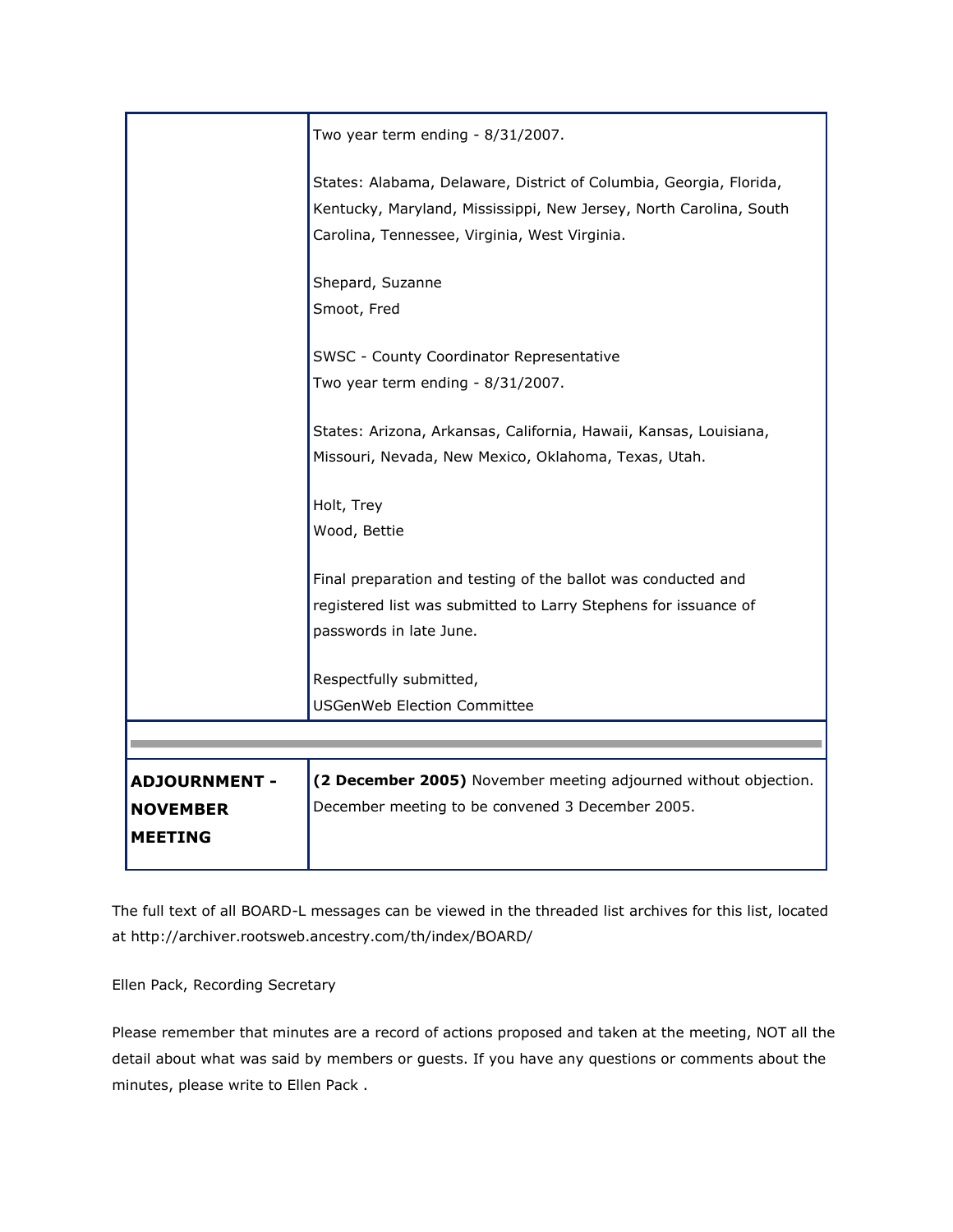| | |
|---|---|
| | Two year term ending - 8/31/2007.<br><br>States: Alabama, Delaware, District of Columbia, Georgia, Florida, Kentucky, Maryland, Mississippi, New Jersey, North Carolina, South Carolina, Tennessee, Virginia, West Virginia.<br><br>Shepard, Suzanne<br>Smoot, Fred<br><br>SWSC - County Coordinator Representative<br>Two year term ending - 8/31/2007.<br><br>States: Arizona, Arkansas, California, Hawaii, Kansas, Louisiana, Missouri, Nevada, New Mexico, Oklahoma, Texas, Utah.<br><br>Holt, Trey<br>Wood, Bettie<br><br>Final preparation and testing of the ballot was conducted and registered list was submitted to Larry Stephens for issuance of passwords in late June.<br><br>Respectfully submitted,<br>USGenWeb Election Committee |
| | |
| **ADJOURNMENT - NOVEMBER MEETING** | **(2 December 2005)** November meeting adjourned without objection. December meeting to be convened 3 December 2005. |

The full text of all BOARD-L messages can be viewed in the threaded list archives for this list, located at http://archiver.rootsweb.ancestry.com/th/index/BOARD/

Ellen Pack, Recording Secretary

Please remember that minutes are a record of actions proposed and taken at the meeting, NOT all the detail about what was said by members or guests. If you have any questions or comments about the minutes, please write to Ellen Pack .